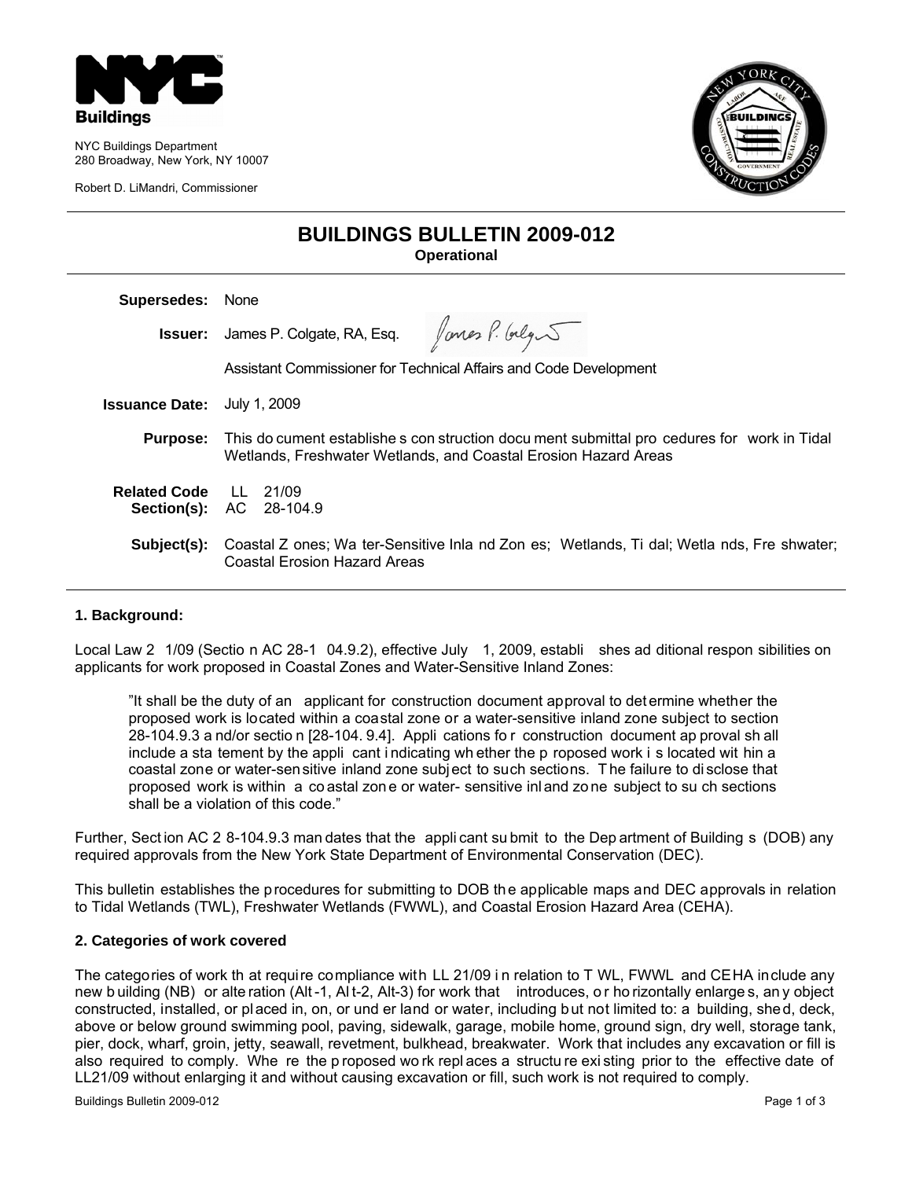NYC Buildings

NYC Buildings Department
280 Broadway, New York, NY 10007

Robert D. LiMandri, Commissioner

# BUILDINGS BULLETIN 2009-012

**Operational**

| | |
|---|---|
| **Supersedes:** | None |
| **Issuer:** | James P. Colgate, RA, Esq.<br>Assistant Commissioner for Technical Affairs and Code Development |
| **Issuance Date:** | July 1, 2009 |
| **Purpose:** | This document establishes construction document submittal procedures for work in Tidal Wetlands, Freshwater Wetlands, and Coastal Erosion Hazard Areas |
| **Related Code Section(s):** | LL 21/09<br>AC 28-104.9 |
| **Subject(s):** | Coastal Zones; Water-Sensitive Inland Zones; Wetlands, Tidal; Wetlands, Freshwater; Coastal Erosion Hazard Areas |

### 1. Background:

Local Law 21/09 (Section AC 28-104.9.2), effective July 1, 2009, establishes additional responsibilities on applicants for work proposed in Coastal Zones and Water-Sensitive Inland Zones:

> "It shall be the duty of an applicant for construction document approval to determine whether the proposed work is located within a coastal zone or a water-sensitive inland zone subject to section 28-104.9.3 and/or section [28-104.9.4]. Applications for construction document approval shall include a statement by the applicant indicating whether the proposed work is located within a coastal zone or water-sensitive inland zone subject to such sections. The failure to disclose that proposed work is within a coastal zone or water-sensitive inland zone subject to such sections shall be a violation of this code."

Further, Section AC 28-104.9.3 mandates that the applicant submit to the Department of Buildings (DOB) any required approvals from the New York State Department of Environmental Conservation (DEC).

This bulletin establishes the procedures for submitting to DOB the applicable maps and DEC approvals in relation to Tidal Wetlands (TWL), Freshwater Wetlands (FWWL), and Coastal Erosion Hazard Area (CEHA).

### 2. Categories of work covered

The categories of work that require compliance with LL 21/09 in relation to TWL, FWWL and CEHA include any new building (NB) or alteration (Alt-1, Alt-2, Alt-3) for work that introduces, or horizontally enlarges, any object constructed, installed, or placed in, on, or under land or water, including but not limited to: a building, shed, deck, above or below ground swimming pool, paving, sidewalk, garage, mobile home, ground sign, dry well, storage tank, pier, dock, wharf, groin, jetty, seawall, revetment, bulkhead, breakwater. Work that includes any excavation or fill is also required to comply. Where the proposed work replaces a structure existing prior to the effective date of LL21/09 without enlarging it and without causing excavation or fill, such work is not required to comply.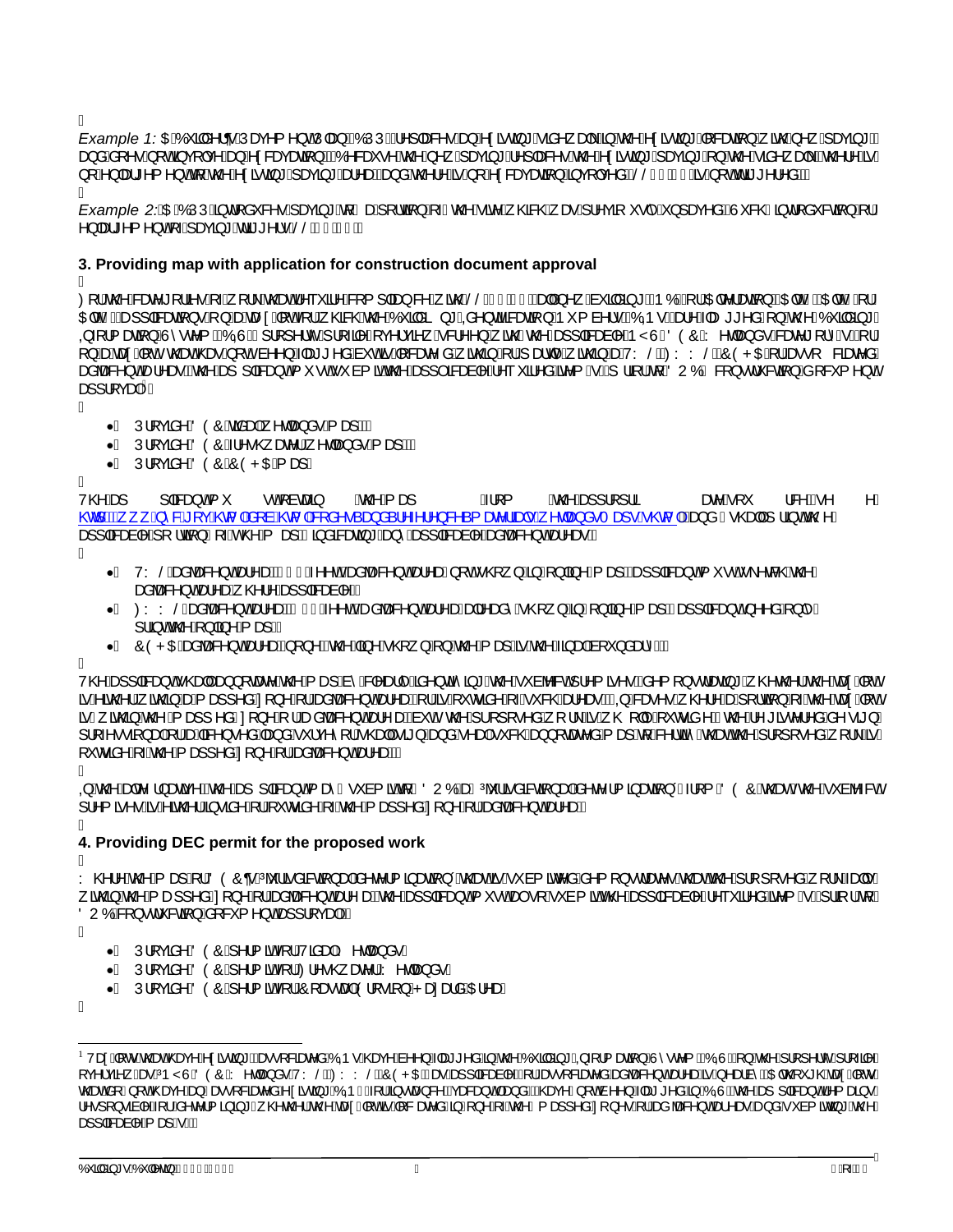*Example 1:* A Building's Pavement Plan (BPP) replaces an existing sidewalk in the existing location with new paving and does not involve an excavation. Because the new paving replaces the existing paving on the sidewalk, there is no enlargement to the existing paving area and there is no excavation involved, LL is not triggered.

*Example 2:* A BPP introduces paving to a portion of the site which was previously unpaved. Such introduction or enlargement of paving triggers LL.

## 3. Providing map with application for construction document approval

For the cases where a scope of work that requires compliance with LL and new building (NB) or Alteration (Alt 1, Alt 2 or Alt 3) applications on a tax lot for which the Building Identification Number(s) (BIN)s are flagged on the Building Information System (BIS) property profile overview screen with the applicable NYS DEC Wetlands category or for on a tax lot that has not been flagged but is located within or partially within a TWL, FWW, LI, CEHA or their regulated adjacent areas, the applicant must submit the applicable required item(s) prior to DOB construction document approval[1]:

- Provide DEC tidal wetlands map(s)
- Provide DEC freshwater wetlands map(s)
- Provide DEC CEHA map

The applicant must obtain the map(s) from the appropriate source (use http://www.nyc.gov/html/dob/html/codes_and_reference_materials/wetlands_maps.shtml) and shall print the applicable portion of the map(s) indicating any applicable adjacent areas:

- TWL adjacent area: 150 feet adjacent area is not shown on the map; applicant must sketch the adjacent area where applicable.
- FWW adjacent area: 100 feet adjacent area already shown on the map; applicant needs only print the online map.
- CEHA adjacent area: none; the line shown on the map is the inland boundary.

The applicant shall annotate the map by clearly identifying the subject premises, demonstrating whether the tax lot is either within a mapped zone or adjacent area, or is outside of such areas. In cases where a portion of the tax lot is within the mapped zone or adjacent area but the proposed work is wholly outside the regulated area, the design professional or a licensed land surveyor shall sign and seal such annotated map to certify that the proposed work is outside of the mapped zone or adjacent area.

In the alternative, the applicant may submit to DOB a "jurisdictional determination" from DEC that states the subject premises is either inside or outside of the mapped zone or adjacent area.

## 4. Providing DEC permit for the proposed work

Where the map or DEC's "jurisdictional determination" that is submitted demonstrates that the proposed work falls within the mapped zone or adjacent area, the applicant must also submit the applicable required item(s) prior to DOB construction document approval:

- Provide DEC permit for Tidal Wetlands
- Provide DEC permit for Freshwater Wetlands
- Provide DEC permit for Coastal Erosion Hazard Area

---

[1] Tax lots that have existing or associated BIN(s) have been flagged in the Building Information System (BIS) on the property profile overview as "NYS DEC Wetlands: TWL, FWW, LI, CEHA" as applicable for associated adjacent area is nearby. Although tax lots that do not have an associated existing BIN (for instance vacant land) have not been flagged in BIS, the applicant remains responsible for determining whether the tax lot is located in one of the mapped zones or adjacent areas and submitting the applicable map(s).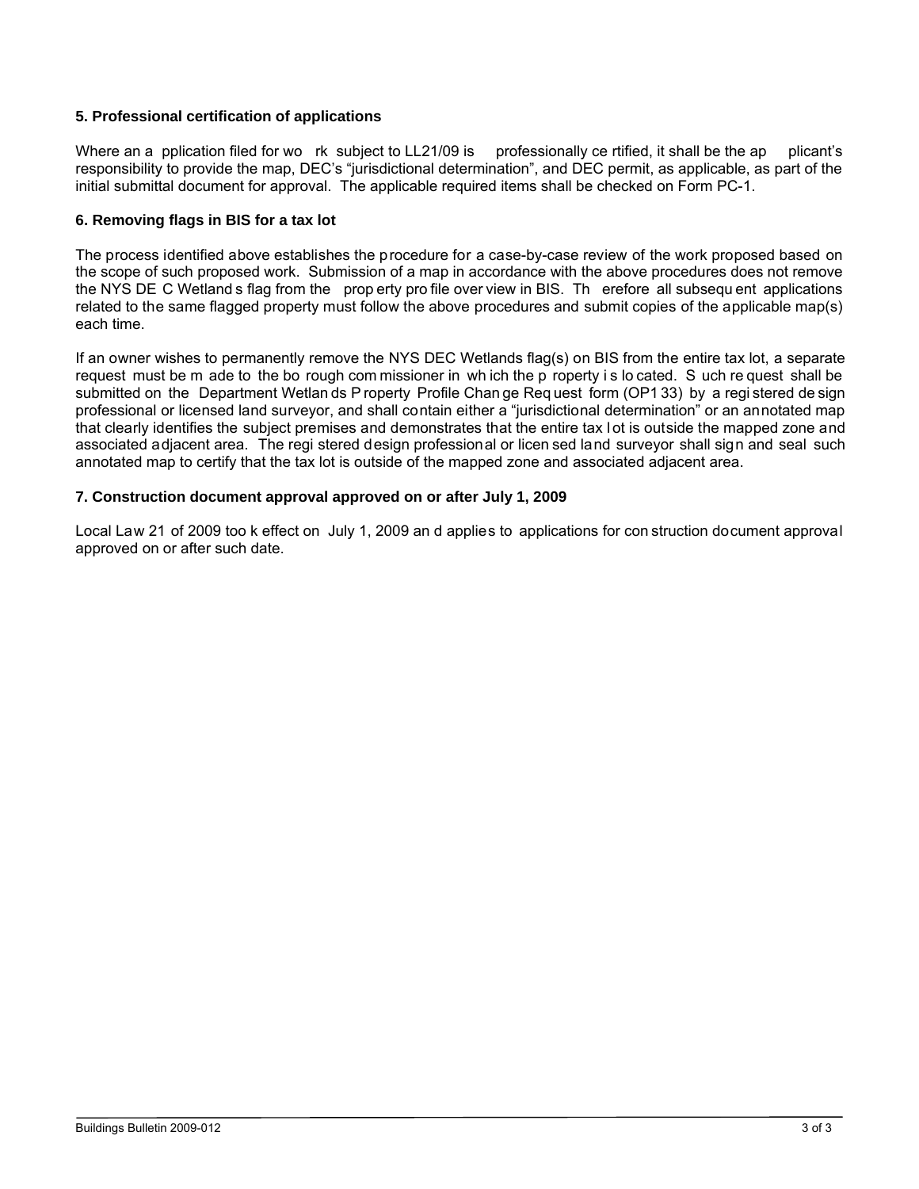### 5. Professional certification of applications

Where an application filed for work subject to LL21/09 is professionally certified, it shall be the applicant's responsibility to provide the map, DEC's "jurisdictional determination", and DEC permit, as applicable, as part of the initial submittal document for approval. The applicable required items shall be checked on Form PC-1.

### 6. Removing flags in BIS for a tax lot

The process identified above establishes the procedure for a case-by-case review of the work proposed based on the scope of such proposed work. Submission of a map in accordance with the above procedures does not remove the NYS DEC Wetlands flag from the property profile overview in BIS. Therefore all subsequent applications related to the same flagged property must follow the above procedures and submit copies of the applicable map(s) each time.

If an owner wishes to permanently remove the NYS DEC Wetlands flag(s) on BIS from the entire tax lot, a separate request must be made to the borough commissioner in which the property is located. Such request shall be submitted on the Department Wetlands Property Profile Change Request form (OP133) by a registered design professional or licensed land surveyor, and shall contain either a "jurisdictional determination" or an annotated map that clearly identifies the subject premises and demonstrates that the entire tax lot is outside the mapped zone and associated adjacent area. The registered design professional or licensed land surveyor shall sign and seal such annotated map to certify that the tax lot is outside of the mapped zone and associated adjacent area.

### 7. Construction document approval approved on or after July 1, 2009

Local Law 21 of 2009 took effect on July 1, 2009 and applies to applications for construction document approval approved on or after such date.